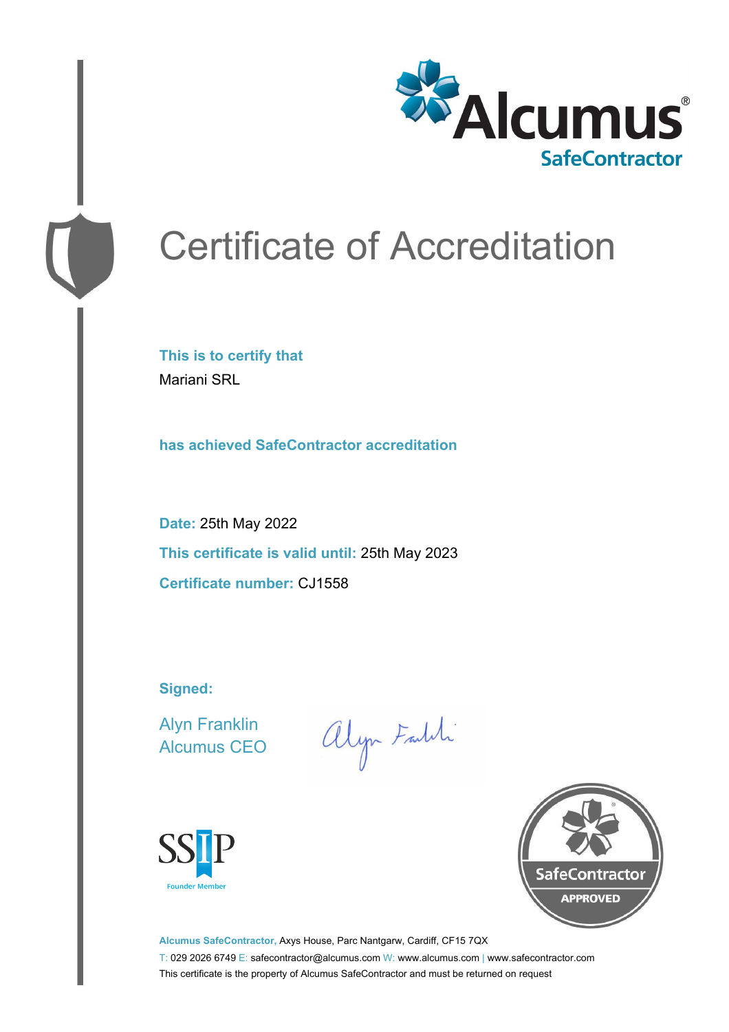Alcumus®

SafeContractor

# Certificate of Accreditation

**This is to certify that**

Mariani SRL

**has achieved SafeContractor accreditation**

**Date:** 25th May 2022

**This certificate is valid until:** 25th May 2023

**Certificate number:** CJ1558

**Signed:**

Alyn Franklin
Alcumus CEO

SSIP
Founder Member

SafeContractor
APPROVED

**Alcumus SafeContractor,** Axys House, Parc Nantgarw, Cardiff, CF15 7QX

T: 029 2026 6749 E: safecontractor@alcumus.com W: www.alcumus.com | www.safecontractor.com

This certificate is the property of Alcumus SafeContractor and must be returned on request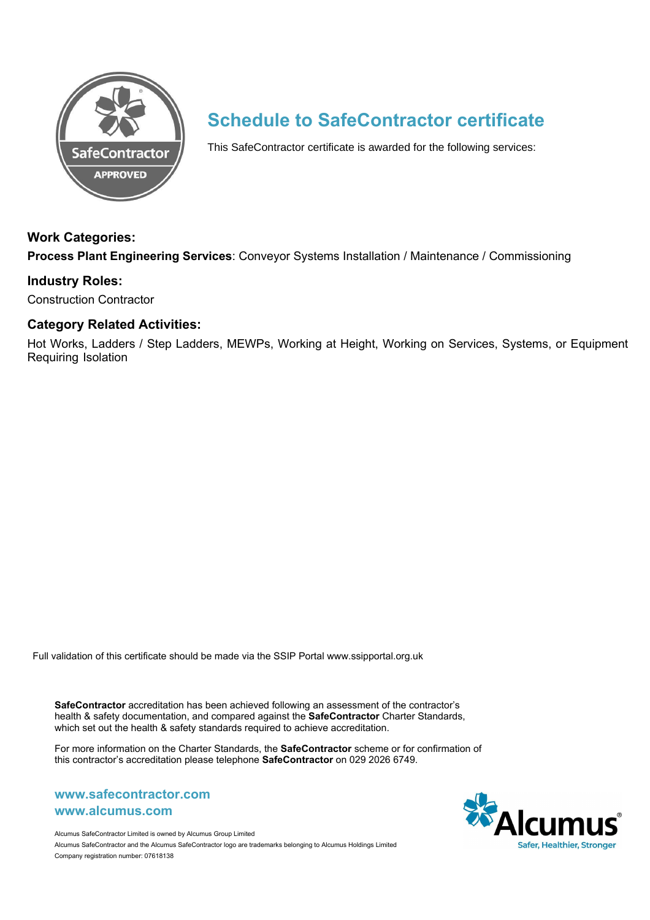# Schedule to SafeContractor certificate

This SafeContractor certificate is awarded for the following services:

### Work Categories:

**Process Plant Engineering Services**: Conveyor Systems Installation / Maintenance / Commissioning

### Industry Roles:

Construction Contractor

### Category Related Activities:

Hot Works, Ladders / Step Ladders, MEWPs, Working at Height, Working on Services, Systems, or Equipment Requiring Isolation

Full validation of this certificate should be made via the SSIP Portal www.ssipportal.org.uk

**SafeContractor** accreditation has been achieved following an assessment of the contractor's health & safety documentation, and compared against the **SafeContractor** Charter Standards, which set out the health & safety standards required to achieve accreditation.

For more information on the Charter Standards, the **SafeContractor** scheme or for confirmation of this contractor's accreditation please telephone **SafeContractor** on 029 2026 6749.

**www.safecontractor.com**
**www.alcumus.com**

Alcumus SafeContractor Limited is owned by Alcumus Group Limited
Alcumus SafeContractor and the Alcumus SafeContractor logo are trademarks belonging to Alcumus Holdings Limited
Company registration number: 07618138